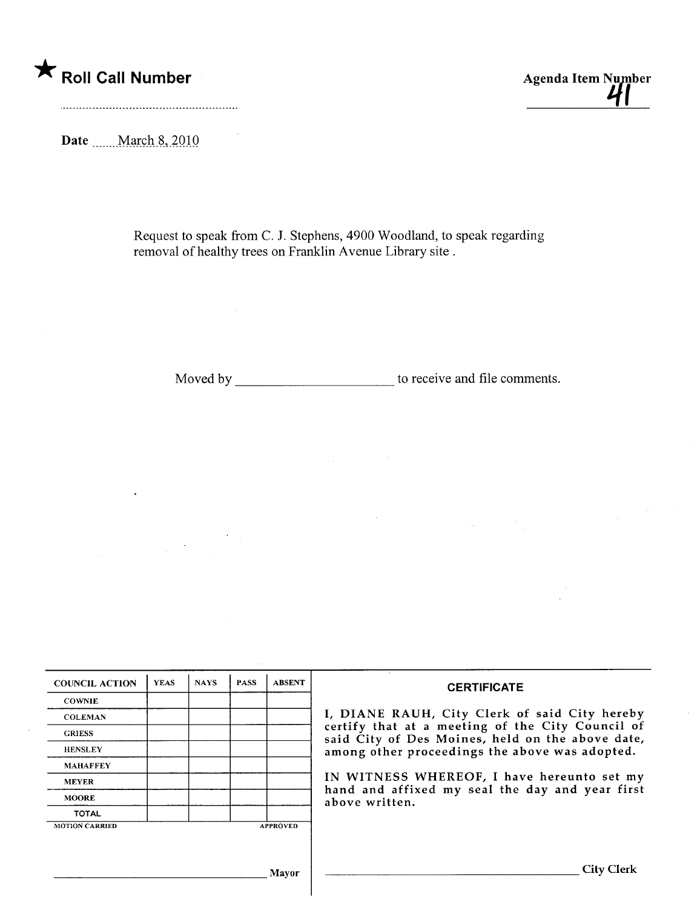★ **Roll Call Number**

**Agenda Item Number**
41

**Date** March 8, 2010

Request to speak from C. J. Stephens, 4900 Woodland, to speak regarding removal of healthy trees on Franklin Avenue Library site .

Moved by ______________________ to receive and file comments.

| COUNCIL ACTION | YEAS | NAYS | PASS | ABSENT |
|---|---|---|---|---|
| COWNIE | | | | |
| COLEMAN | | | | |
| GRIESS | | | | |
| HENSLEY | | | | |
| MAHAFFEY | | | | |
| MEYER | | | | |
| MOORE | | | | |
| TOTAL | | | | |

MOTION CARRIED APPROVED

______________________________ Mayor

**CERTIFICATE**

I, DIANE RAUH, City Clerk of said City hereby certify that at a meeting of the City Council of said City of Des Moines, held on the above date, among other proceedings the above was adopted.

IN WITNESS WHEREOF, I have hereunto set my hand and affixed my seal the day and year first above written.

______________________________ City Clerk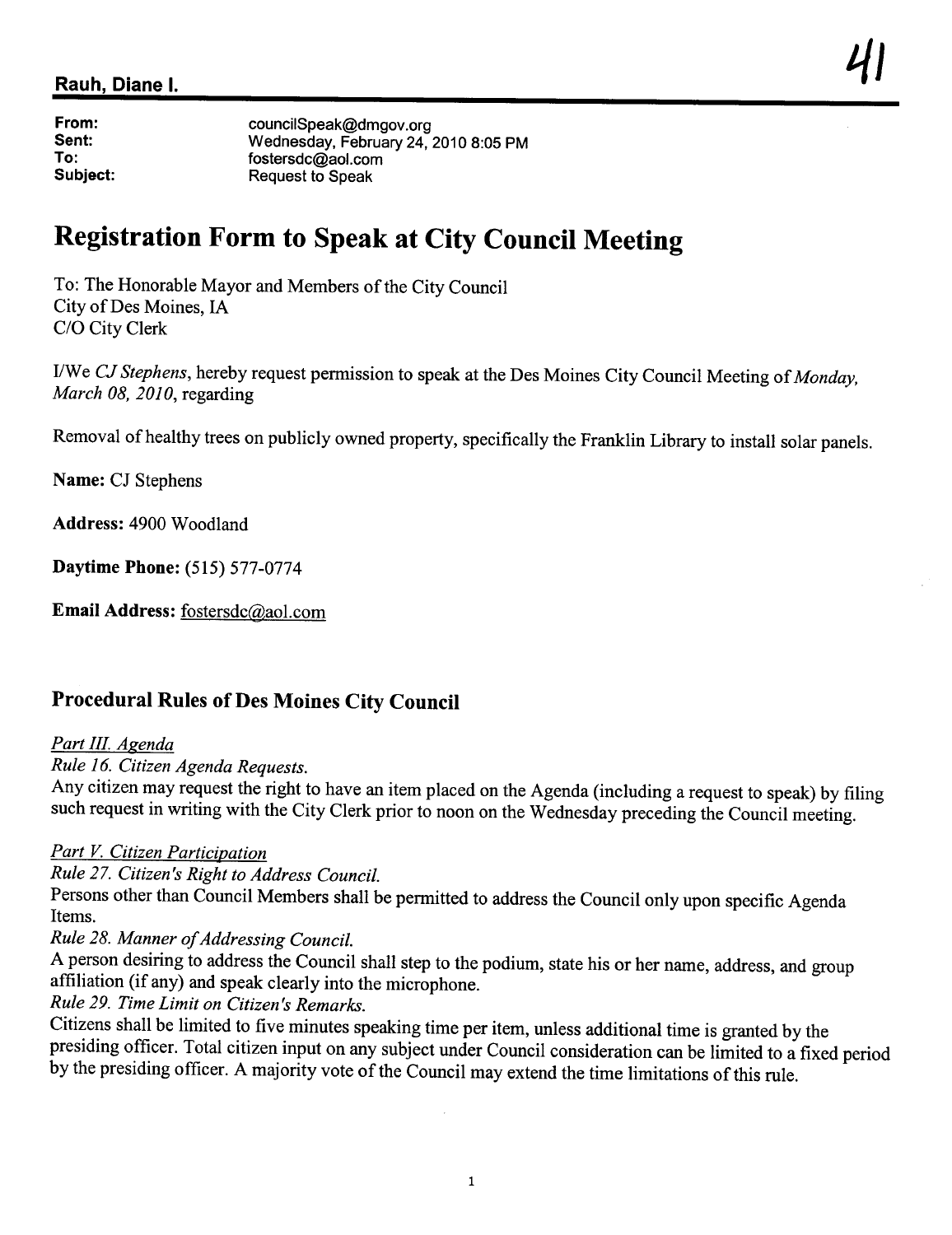41

**Rauh, Diane I.**

**From:** councilSpeak@dmgov.org
**Sent:** Wednesday, February 24, 2010 8:05 PM
**To:** fostersdc@aol.com
**Subject:** Request to Speak

# Registration Form to Speak at City Council Meeting

To: The Honorable Mayor and Members of the City Council
City of Des Moines, IA
C/O City Clerk

I/We *CJ Stephens*, hereby request permission to speak at the Des Moines City Council Meeting of *Monday, March 08, 2010*, regarding

Removal of healthy trees on publicly owned property, specifically the Franklin Library to install solar panels.

**Name:** CJ Stephens

**Address:** 4900 Woodland

**Daytime Phone:** (515) 577-0774

**Email Address:** fostersdc@aol.com

## Procedural Rules of Des Moines City Council

*Part III. Agenda*

*Rule 16. Citizen Agenda Requests.*
Any citizen may request the right to have an item placed on the Agenda (including a request to speak) by filing such request in writing with the City Clerk prior to noon on the Wednesday preceding the Council meeting.

*Part V. Citizen Participation*

*Rule 27. Citizen's Right to Address Council.*
Persons other than Council Members shall be permitted to address the Council only upon specific Agenda Items.

*Rule 28. Manner of Addressing Council.*
A person desiring to address the Council shall step to the podium, state his or her name, address, and group affiliation (if any) and speak clearly into the microphone.

*Rule 29. Time Limit on Citizen's Remarks.*
Citizens shall be limited to five minutes speaking time per item, unless additional time is granted by the presiding officer. Total citizen input on any subject under Council consideration can be limited to a fixed period by the presiding officer. A majority vote of the Council may extend the time limitations of this rule.